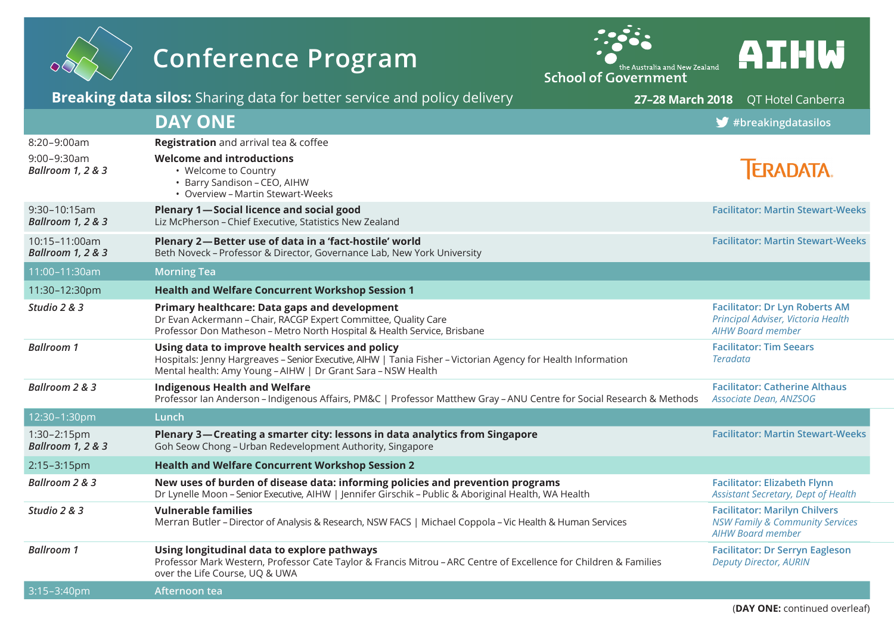# Conference Program

the Australia and New Zealand School of Government | AIHW

**Breaking data silos:** Sharing data for better service and policy delivery

**27–28 March 2018** QT Hotel Canberra

## DAY ONE

#breakingdatasilos

| Time / Venue | Session | Facilitator |
|---|---|---|
| 8:20–9:00am | **Registration** and arrival tea & coffee | |
| 9:00–9:30am *Ballroom 1, 2 & 3* | **Welcome and introductions**<br>• Welcome to Country<br>• Barry Sandison – CEO, AIHW<br>• Overview – Martin Stewart-Weeks | TERADATA |
| 9:30–10:15am *Ballroom 1, 2 & 3* | **Plenary 1—Social licence and social good**<br>Liz McPherson – Chief Executive, Statistics New Zealand | **Facilitator: Martin Stewart-Weeks** |
| 10:15–11:00am *Ballroom 1, 2 & 3* | **Plenary 2—Better use of data in a 'fact-hostile' world**<br>Beth Noveck – Professor & Director, Governance Lab, New York University | **Facilitator: Martin Stewart-Weeks** |
| 11:00–11:30am | Morning Tea | |
| 11:30–12:30pm | **Health and Welfare Concurrent Workshop Session 1** | |
| *Studio 2 & 3* | **Primary healthcare: Data gaps and development**<br>Dr Evan Ackermann – Chair, RACGP Expert Committee, Quality Care<br>Professor Don Matheson – Metro North Hospital & Health Service, Brisbane | **Facilitator: Dr Lyn Roberts AM**<br>*Principal Adviser, Victoria Health*<br>*AIHW Board member* |
| *Ballroom 1* | **Using data to improve health services and policy**<br>Hospitals: Jenny Hargreaves – Senior Executive, AIHW \| Tania Fisher – Victorian Agency for Health Information<br>Mental health: Amy Young – AIHW \| Dr Grant Sara – NSW Health | **Facilitator: Tim Seears**<br>*Teradata* |
| *Ballroom 2 & 3* | **Indigenous Health and Welfare**<br>Professor Ian Anderson – Indigenous Affairs, PM&C \| Professor Matthew Gray – ANU Centre for Social Research & Methods | **Facilitator: Catherine Althaus**<br>*Associate Dean, ANZSOG* |
| 12:30–1:30pm | Lunch | |
| 1:30–2:15pm *Ballroom 1, 2 & 3* | **Plenary 3—Creating a smarter city: lessons in data analytics from Singapore**<br>Goh Seow Chong – Urban Redevelopment Authority, Singapore | **Facilitator: Martin Stewart-Weeks** |
| 2:15–3:15pm | **Health and Welfare Concurrent Workshop Session 2** | |
| *Ballroom 2 & 3* | **New uses of burden of disease data: informing policies and prevention programs**<br>Dr Lynelle Moon – Senior Executive, AIHW \| Jennifer Girschik – Public & Aboriginal Health, WA Health | **Facilitator: Elizabeth Flynn**<br>*Assistant Secretary, Dept of Health* |
| *Studio 2 & 3* | **Vulnerable families**<br>Merran Butler – Director of Analysis & Research, NSW FACS \| Michael Coppola – Vic Health & Human Services | **Facilitator: Marilyn Chilvers**<br>*NSW Family & Community Services*<br>*AIHW Board member* |
| *Ballroom 1* | **Using longitudinal data to explore pathways**<br>Professor Mark Western, Professor Cate Taylor & Francis Mitrou – ARC Centre of Excellence for Children & Families over the Life Course, UQ & UWA | **Facilitator: Dr Serryn Eagleson**<br>*Deputy Director, AURIN* |
| 3:15–3:40pm | Afternoon tea | |

(**DAY ONE:** continued overleaf)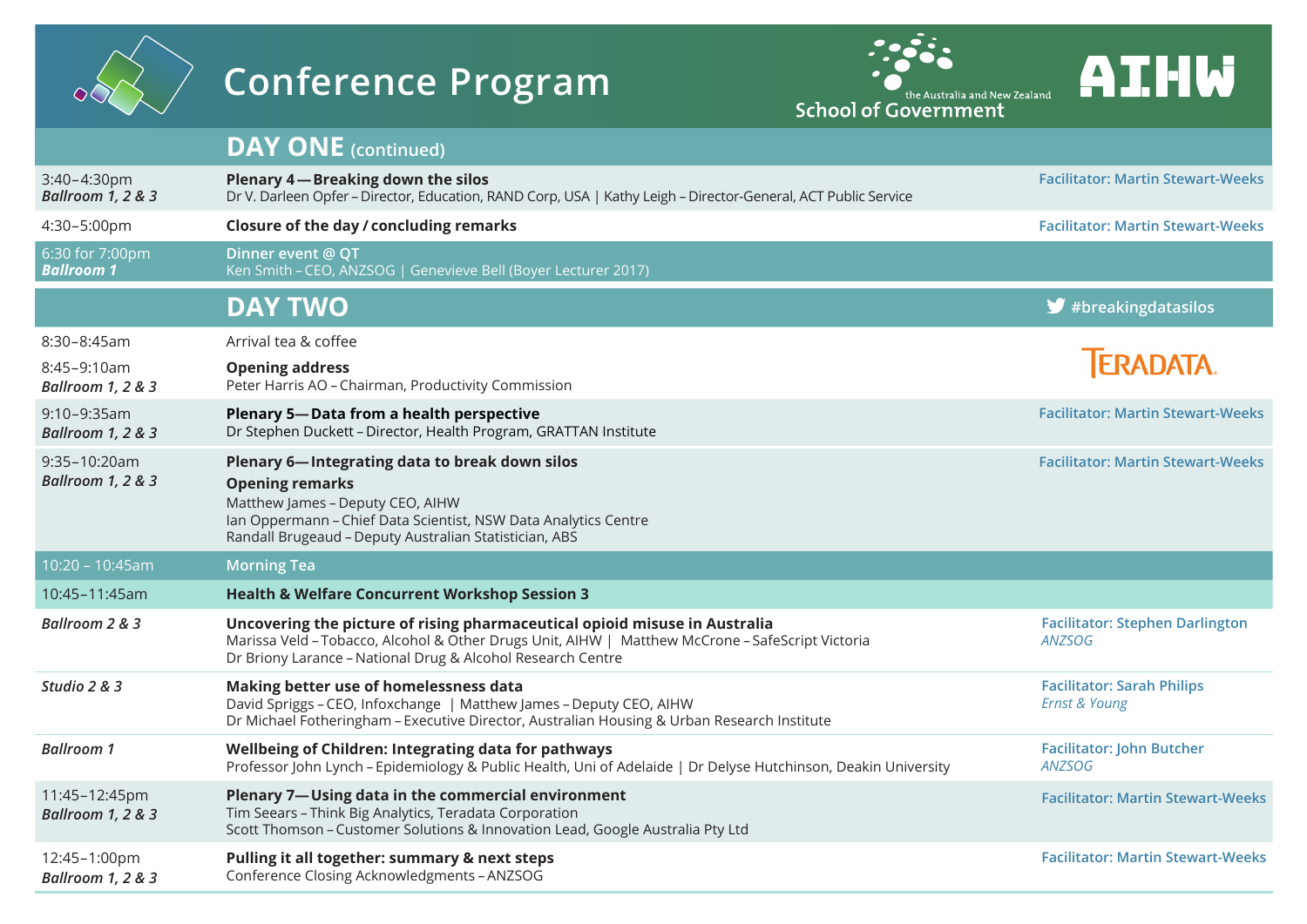# Conference Program

the Australia and New Zealand School of Government

AIHW

## DAY ONE (continued)

| Time / Venue | Session | Facilitator |
|---|---|---|
| 3:40–4:30pm *Ballroom 1, 2 & 3* | **Plenary 4 — Breaking down the silos** Dr V. Darleen Opfer – Director, Education, RAND Corp, USA \| Kathy Leigh – Director-General, ACT Public Service | Facilitator: Martin Stewart-Weeks |
| 4:30–5:00pm | **Closure of the day / concluding remarks** | Facilitator: Martin Stewart-Weeks |
| 6:30 for 7:00pm *Ballroom 1* | **Dinner event @ QT** Ken Smith – CEO, ANZSOG \| Genevieve Bell (Boyer Lecturer 2017) | |

## DAY TWO

#breakingdatasilos

| Time / Venue | Session | Facilitator |
|---|---|---|
| 8:30–8:45am | Arrival tea & coffee | |
| 8:45–9:10am *Ballroom 1, 2 & 3* | **Opening address** Peter Harris AO – Chairman, Productivity Commission | TERADATA |
| 9:10–9:35am *Ballroom 1, 2 & 3* | **Plenary 5 — Data from a health perspective** Dr Stephen Duckett – Director, Health Program, GRATTAN Institute | Facilitator: Martin Stewart-Weeks |
| 9:35–10:20am *Ballroom 1, 2 & 3* | **Plenary 6 — Integrating data to break down silos** **Opening remarks** Matthew James – Deputy CEO, AIHW; Ian Oppermann – Chief Data Scientist, NSW Data Analytics Centre; Randall Brugeaud – Deputy Australian Statistician, ABS | Facilitator: Martin Stewart-Weeks |
| 10:20 – 10:45am | **Morning Tea** | |
| 10:45–11:45am | **Health & Welfare Concurrent Workshop Session 3** | |
| *Ballroom 2 & 3* | **Uncovering the picture of rising pharmaceutical opioid misuse in Australia** Marissa Veld – Tobacco, Alcohol & Other Drugs Unit, AIHW \| Matthew McCrone – SafeScript Victoria; Dr Briony Larance – National Drug & Alcohol Research Centre | Facilitator: Stephen Darlington *ANZSOG* |
| *Studio 2 & 3* | **Making better use of homelessness data** David Spriggs – CEO, Infoxchange \| Matthew James – Deputy CEO, AIHW; Dr Michael Fotheringham – Executive Director, Australian Housing & Urban Research Institute | Facilitator: Sarah Philips *Ernst & Young* |
| *Ballroom 1* | **Wellbeing of Children: Integrating data for pathways** Professor John Lynch – Epidemiology & Public Health, Uni of Adelaide \| Dr Delyse Hutchinson, Deakin University | Facilitator: John Butcher *ANZSOG* |
| 11:45–12:45pm *Ballroom 1, 2 & 3* | **Plenary 7 — Using data in the commercial environment** Tim Seears – Think Big Analytics, Teradata Corporation; Scott Thomson – Customer Solutions & Innovation Lead, Google Australia Pty Ltd | Facilitator: Martin Stewart-Weeks |
| 12:45–1:00pm *Ballroom 1, 2 & 3* | **Pulling it all together: summary & next steps** Conference Closing Acknowledgments – ANZSOG | Facilitator: Martin Stewart-Weeks |